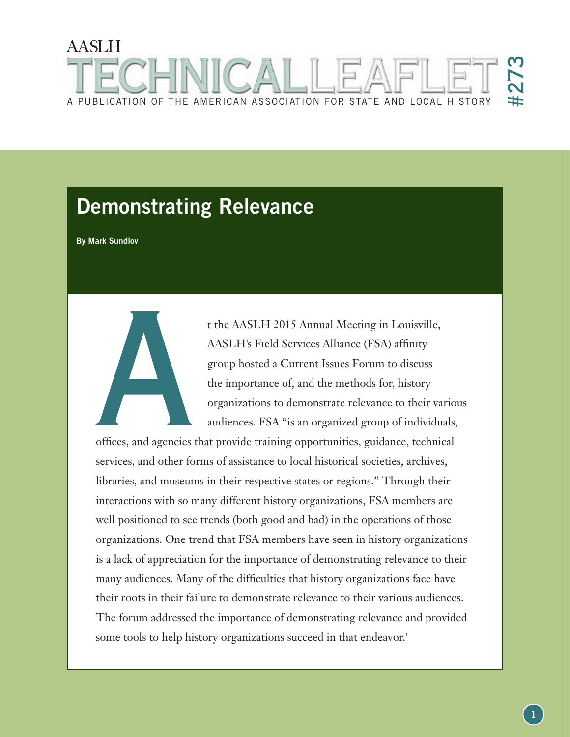AASLH

# TECHNICAL LEAFLET #273

A PUBLICATION OF THE AMERICAN ASSOCIATION FOR STATE AND LOCAL HISTORY

## Demonstrating Relevance

**By Mark Sundlov**

At the AASLH 2015 Annual Meeting in Louisville, AASLH's Field Services Alliance (FSA) affinity group hosted a Current Issues Forum to discuss the importance of, and the methods for, history organizations to demonstrate relevance to their various audiences. FSA "is an organized group of individuals, offices, and agencies that provide training opportunities, guidance, technical services, and other forms of assistance to local historical societies, archives, libraries, and museums in their respective states or regions." Through their interactions with so many different history organizations, FSA members are well positioned to see trends (both good and bad) in the operations of those organizations. One trend that FSA members have seen in history organizations is a lack of appreciation for the importance of demonstrating relevance to their many audiences. Many of the difficulties that history organizations face have their roots in their failure to demonstrate relevance to their various audiences. The forum addressed the importance of demonstrating relevance and provided some tools to help history organizations succeed in that endeavor.[1]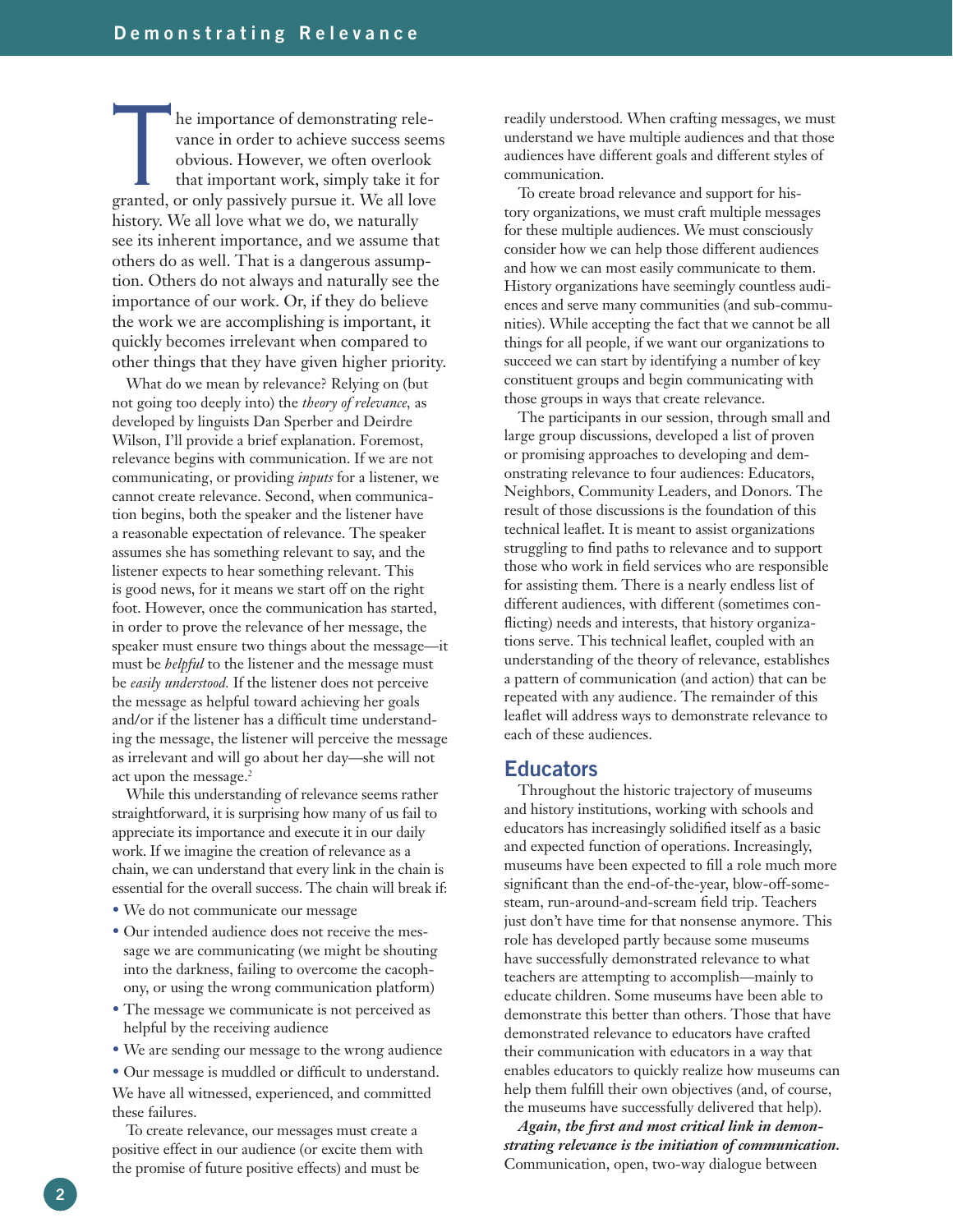The importance of demonstrating relevance in order to achieve success seems obvious. However, we often overlook that important work, simply take it for granted, or only passively pursue it. We all love history. We all love what we do, we naturally see its inherent importance, and we assume that others do as well. That is a dangerous assumption. Others do not always and naturally see the importance of our work. Or, if they do believe the work we are accomplishing is important, it quickly becomes irrelevant when compared to other things that they have given higher priority.

What do we mean by relevance? Relying on (but not going too deeply into) the *theory of relevance,* as developed by linguists Dan Sperber and Deirdre Wilson, I'll provide a brief explanation. Foremost, relevance begins with communication. If we are not communicating, or providing *inputs* for a listener, we cannot create relevance. Second, when communication begins, both the speaker and the listener have a reasonable expectation of relevance. The speaker assumes she has something relevant to say, and the listener expects to hear something relevant. This is good news, for it means we start off on the right foot. However, once the communication has started, in order to prove the relevance of her message, the speaker must ensure two things about the message—it must be *helpful* to the listener and the message must be *easily understood.* If the listener does not perceive the message as helpful toward achieving her goals and/or if the listener has a difficult time understanding the message, the listener will perceive the message as irrelevant and will go about her day—she will not act upon the message.[2]

While this understanding of relevance seems rather straightforward, it is surprising how many of us fail to appreciate its importance and execute it in our daily work. If we imagine the creation of relevance as a chain, we can understand that every link in the chain is essential for the overall success. The chain will break if:

- We do not communicate our message
- Our intended audience does not receive the message we are communicating (we might be shouting into the darkness, failing to overcome the cacophony, or using the wrong communication platform)
- The message we communicate is not perceived as helpful by the receiving audience
- We are sending our message to the wrong audience
- Our message is muddled or difficult to understand.

We have all witnessed, experienced, and committed these failures.

To create relevance, our messages must create a positive effect in our audience (or excite them with the promise of future positive effects) and must be readily understood. When crafting messages, we must understand we have multiple audiences and that those audiences have different goals and different styles of communication.

To create broad relevance and support for history organizations, we must craft multiple messages for these multiple audiences. We must consciously consider how we can help those different audiences and how we can most easily communicate to them. History organizations have seemingly countless audiences and serve many communities (and sub-communities). While accepting the fact that we cannot be all things for all people, if we want our organizations to succeed we can start by identifying a number of key constituent groups and begin communicating with those groups in ways that create relevance.

The participants in our session, through small and large group discussions, developed a list of proven or promising approaches to developing and demonstrating relevance to four audiences: Educators, Neighbors, Community Leaders, and Donors. The result of those discussions is the foundation of this technical leaflet. It is meant to assist organizations struggling to find paths to relevance and to support those who work in field services who are responsible for assisting them. There is a nearly endless list of different audiences, with different (sometimes conflicting) needs and interests, that history organizations serve. This technical leaflet, coupled with an understanding of the theory of relevance, establishes a pattern of communication (and action) that can be repeated with any audience. The remainder of this leaflet will address ways to demonstrate relevance to each of these audiences.

## Educators

Throughout the historic trajectory of museums and history institutions, working with schools and educators has increasingly solidified itself as a basic and expected function of operations. Increasingly, museums have been expected to fill a role much more significant than the end-of-the-year, blow-off-some-steam, run-around-and-scream field trip. Teachers just don't have time for that nonsense anymore. This role has developed partly because some museums have successfully demonstrated relevance to what teachers are attempting to accomplish—mainly to educate children. Some museums have been able to demonstrate this better than others. Those that have demonstrated relevance to educators have crafted their communication with educators in a way that enables educators to quickly realize how museums can help them fulfill their own objectives (and, of course, the museums have successfully delivered that help).

***Again, the first and most critical link in demonstrating relevance is the initiation of communication.*** Communication, open, two-way dialogue between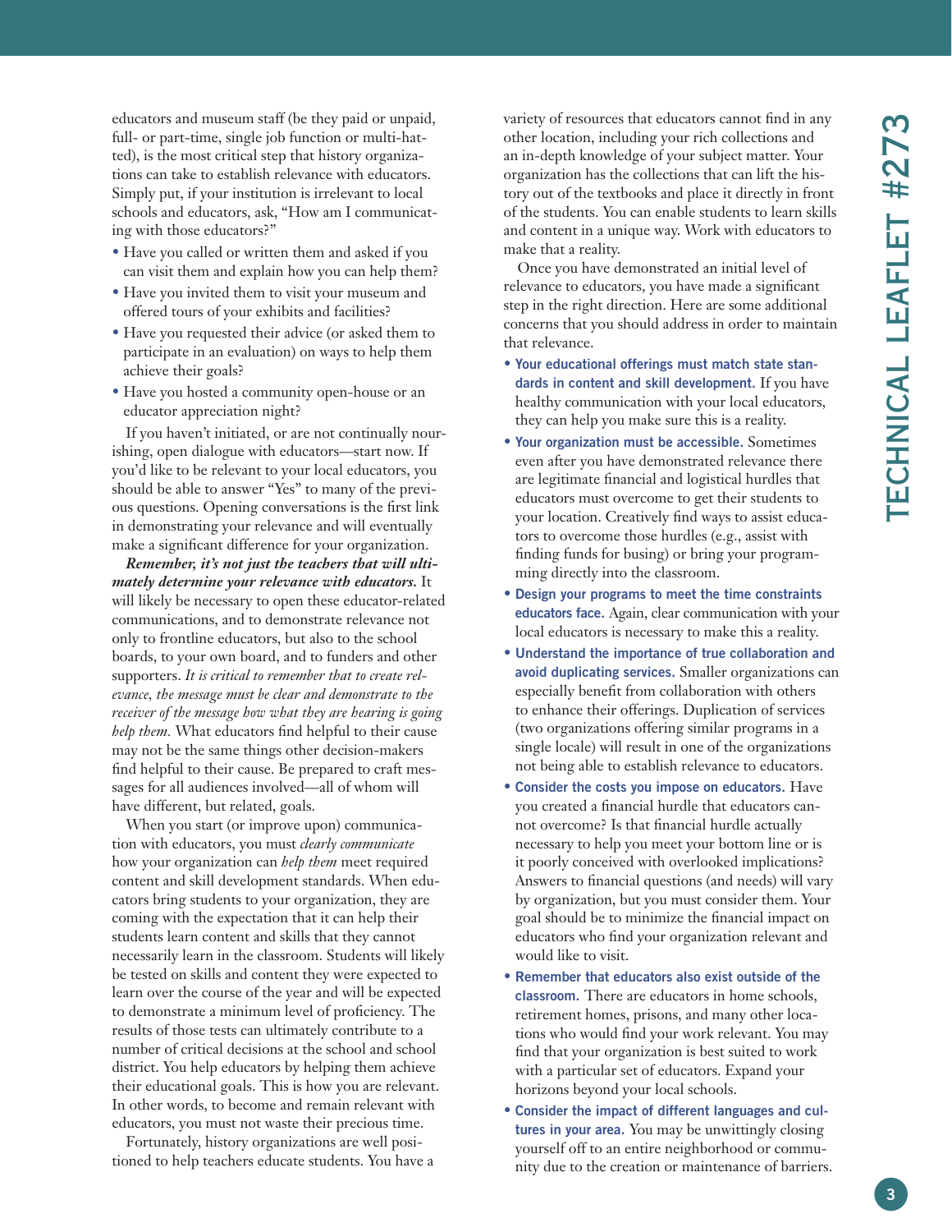educators and museum staff (be they paid or unpaid, full- or part-time, single job function or multi-hatted), is the most critical step that history organizations can take to establish relevance with educators. Simply put, if your institution is irrelevant to local schools and educators, ask, "How am I communicating with those educators?"

- Have you called or written them and asked if you can visit them and explain how you can help them?
- Have you invited them to visit your museum and offered tours of your exhibits and facilities?
- Have you requested their advice (or asked them to participate in an evaluation) on ways to help them achieve their goals?
- Have you hosted a community open-house or an educator appreciation night?

If you haven't initiated, or are not continually nourishing, open dialogue with educators—start now. If you'd like to be relevant to your local educators, you should be able to answer "Yes" to many of the previous questions. Opening conversations is the first link in demonstrating your relevance and will eventually make a significant difference for your organization.

***Remember, it's not just the teachers that will ultimately determine your relevance with educators.*** It will likely be necessary to open these educator-related communications, and to demonstrate relevance not only to frontline educators, but also to the school boards, to your own board, and to funders and other supporters. *It is critical to remember that to create relevance, the message must be clear and demonstrate to the receiver of the message how what they are hearing is going help them.* What educators find helpful to their cause may not be the same things other decision-makers find helpful to their cause. Be prepared to craft messages for all audiences involved—all of whom will have different, but related, goals.

When you start (or improve upon) communication with educators, you must *clearly communicate* how your organization can *help them* meet required content and skill development standards. When educators bring students to your organization, they are coming with the expectation that it can help their students learn content and skills that they cannot necessarily learn in the classroom. Students will likely be tested on skills and content they were expected to learn over the course of the year and will be expected to demonstrate a minimum level of proficiency. The results of those tests can ultimately contribute to a number of critical decisions at the school and school district. You help educators by helping them achieve their educational goals. This is how you are relevant. In other words, to become and remain relevant with educators, you must not waste their precious time.

Fortunately, history organizations are well positioned to help teachers educate students. You have a variety of resources that educators cannot find in any other location, including your rich collections and an in-depth knowledge of your subject matter. Your organization has the collections that can lift the history out of the textbooks and place it directly in front of the students. You can enable students to learn skills and content in a unique way. Work with educators to make that a reality.

Once you have demonstrated an initial level of relevance to educators, you have made a significant step in the right direction. Here are some additional concerns that you should address in order to maintain that relevance.

- **Your educational offerings must match state standards in content and skill development.** If you have healthy communication with your local educators, they can help you make sure this is a reality.
- **Your organization must be accessible.** Sometimes even after you have demonstrated relevance there are legitimate financial and logistical hurdles that educators must overcome to get their students to your location. Creatively find ways to assist educators to overcome those hurdles (e.g., assist with finding funds for busing) or bring your programming directly into the classroom.
- **Design your programs to meet the time constraints educators face.** Again, clear communication with your local educators is necessary to make this a reality.
- **Understand the importance of true collaboration and avoid duplicating services.** Smaller organizations can especially benefit from collaboration with others to enhance their offerings. Duplication of services (two organizations offering similar programs in a single locale) will result in one of the organizations not being able to establish relevance to educators.
- **Consider the costs you impose on educators.** Have you created a financial hurdle that educators cannot overcome? Is that financial hurdle actually necessary to help you meet your bottom line or is it poorly conceived with overlooked implications? Answers to financial questions (and needs) will vary by organization, but you must consider them. Your goal should be to minimize the financial impact on educators who find your organization relevant and would like to visit.
- **Remember that educators also exist outside of the classroom.** There are educators in home schools, retirement homes, prisons, and many other locations who would find your work relevant. You may find that your organization is best suited to work with a particular set of educators. Expand your horizons beyond your local schools.
- **Consider the impact of different languages and cultures in your area.** You may be unwittingly closing yourself off to an entire neighborhood or community due to the creation or maintenance of barriers.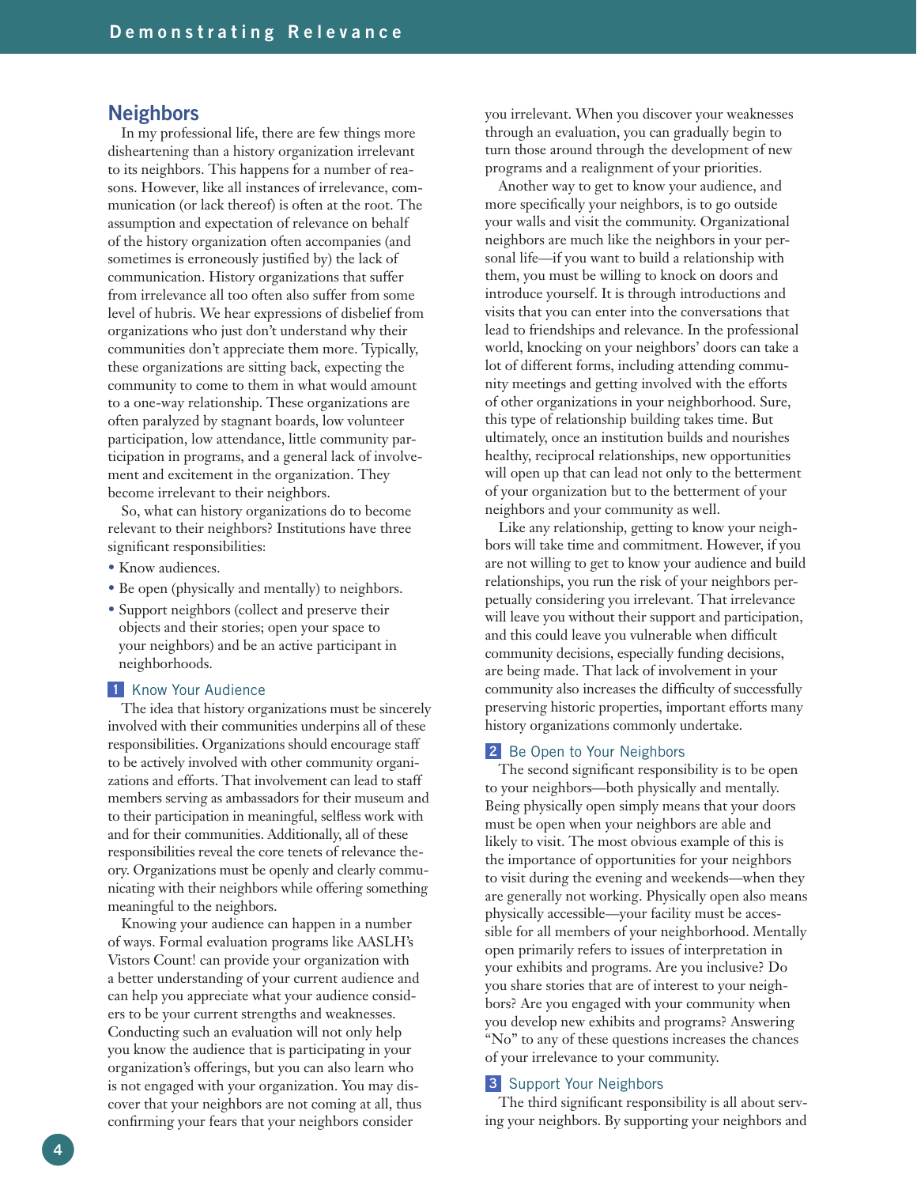## Neighbors

In my professional life, there are few things more disheartening than a history organization irrelevant to its neighbors. This happens for a number of reasons. However, like all instances of irrelevance, communication (or lack thereof) is often at the root. The assumption and expectation of relevance on behalf of the history organization often accompanies (and sometimes is erroneously justified by) the lack of communication. History organizations that suffer from irrelevance all too often also suffer from some level of hubris. We hear expressions of disbelief from organizations who just don't understand why their communities don't appreciate them more. Typically, these organizations are sitting back, expecting the community to come to them in what would amount to a one-way relationship. These organizations are often paralyzed by stagnant boards, low volunteer participation, low attendance, little community participation in programs, and a general lack of involvement and excitement in the organization. They become irrelevant to their neighbors.

So, what can history organizations do to become relevant to their neighbors? Institutions have three significant responsibilities:

- Know audiences.
- Be open (physically and mentally) to neighbors.
- Support neighbors (collect and preserve their objects and their stories; open your space to your neighbors) and be an active participant in neighborhoods.

### 1 Know Your Audience

The idea that history organizations must be sincerely involved with their communities underpins all of these responsibilities. Organizations should encourage staff to be actively involved with other community organizations and efforts. That involvement can lead to staff members serving as ambassadors for their museum and to their participation in meaningful, selfless work with and for their communities. Additionally, all of these responsibilities reveal the core tenets of relevance theory. Organizations must be openly and clearly communicating with their neighbors while offering something meaningful to the neighbors.

Knowing your audience can happen in a number of ways. Formal evaluation programs like AASLH's Vistors Count! can provide your organization with a better understanding of your current audience and can help you appreciate what your audience considers to be your current strengths and weaknesses. Conducting such an evaluation will not only help you know the audience that is participating in your organization's offerings, but you can also learn who is not engaged with your organization. You may discover that your neighbors are not coming at all, thus confirming your fears that your neighbors consider you irrelevant. When you discover your weaknesses through an evaluation, you can gradually begin to turn those around through the development of new programs and a realignment of your priorities.

Another way to get to know your audience, and more specifically your neighbors, is to go outside your walls and visit the community. Organizational neighbors are much like the neighbors in your personal life—if you want to build a relationship with them, you must be willing to knock on doors and introduce yourself. It is through introductions and visits that you can enter into the conversations that lead to friendships and relevance. In the professional world, knocking on your neighbors' doors can take a lot of different forms, including attending community meetings and getting involved with the efforts of other organizations in your neighborhood. Sure, this type of relationship building takes time. But ultimately, once an institution builds and nourishes healthy, reciprocal relationships, new opportunities will open up that can lead not only to the betterment of your organization but to the betterment of your neighbors and your community as well.

Like any relationship, getting to know your neighbors will take time and commitment. However, if you are not willing to get to know your audience and build relationships, you run the risk of your neighbors perpetually considering you irrelevant. That irrelevance will leave you without their support and participation, and this could leave you vulnerable when difficult community decisions, especially funding decisions, are being made. That lack of involvement in your community also increases the difficulty of successfully preserving historic properties, important efforts many history organizations commonly undertake.

### 2 Be Open to Your Neighbors

The second significant responsibility is to be open to your neighbors—both physically and mentally. Being physically open simply means that your doors must be open when your neighbors are able and likely to visit. The most obvious example of this is the importance of opportunities for your neighbors to visit during the evening and weekends—when they are generally not working. Physically open also means physically accessible—your facility must be accessible for all members of your neighborhood. Mentally open primarily refers to issues of interpretation in your exhibits and programs. Are you inclusive? Do you share stories that are of interest to your neighbors? Are you engaged with your community when you develop new exhibits and programs? Answering "No" to any of these questions increases the chances of your irrelevance to your community.

### 3 Support Your Neighbors

The third significant responsibility is all about serving your neighbors. By supporting your neighbors and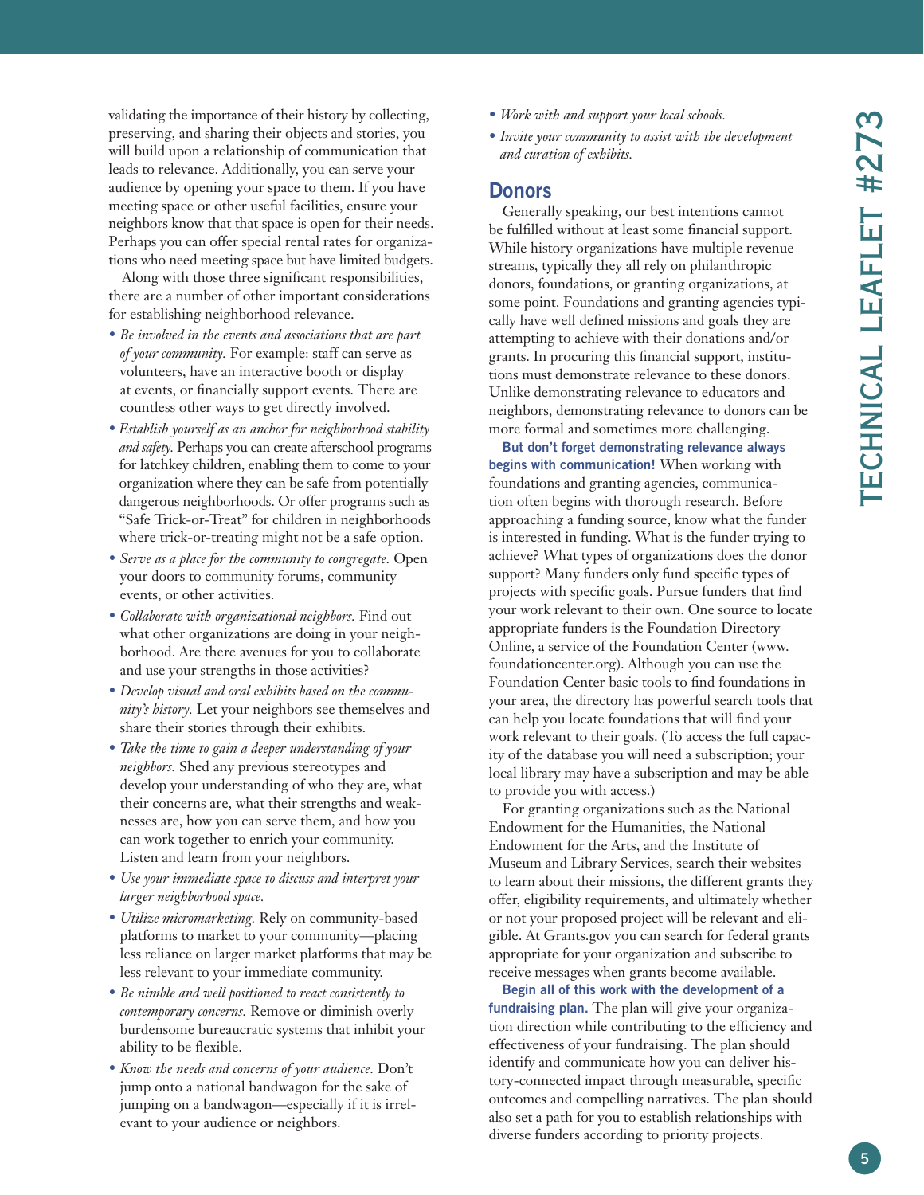validating the importance of their history by collecting, preserving, and sharing their objects and stories, you will build upon a relationship of communication that leads to relevance. Additionally, you can serve your audience by opening your space to them. If you have meeting space or other useful facilities, ensure your neighbors know that that space is open for their needs. Perhaps you can offer special rental rates for organizations who need meeting space but have limited budgets.

Along with those three significant responsibilities, there are a number of other important considerations for establishing neighborhood relevance.

- *Be involved in the events and associations that are part of your community.* For example: staff can serve as volunteers, have an interactive booth or display at events, or financially support events. There are countless other ways to get directly involved.
- *Establish yourself as an anchor for neighborhood stability and safety.* Perhaps you can create afterschool programs for latchkey children, enabling them to come to your organization where they can be safe from potentially dangerous neighborhoods. Or offer programs such as "Safe Trick-or-Treat" for children in neighborhoods where trick-or-treating might not be a safe option.
- *Serve as a place for the community to congregate.* Open your doors to community forums, community events, or other activities.
- *Collaborate with organizational neighbors.* Find out what other organizations are doing in your neighborhood. Are there avenues for you to collaborate and use your strengths in those activities?
- *Develop visual and oral exhibits based on the community's history.* Let your neighbors see themselves and share their stories through their exhibits.
- *Take the time to gain a deeper understanding of your neighbors.* Shed any previous stereotypes and develop your understanding of who they are, what their concerns are, what their strengths and weaknesses are, how you can serve them, and how you can work together to enrich your community. Listen and learn from your neighbors.
- *Use your immediate space to discuss and interpret your larger neighborhood space.*
- *Utilize micromarketing.* Rely on community-based platforms to market to your community—placing less reliance on larger market platforms that may be less relevant to your immediate community.
- *Be nimble and well positioned to react consistently to contemporary concerns.* Remove or diminish overly burdensome bureaucratic systems that inhibit your ability to be flexible.
- *Know the needs and concerns of your audience.* Don't jump onto a national bandwagon for the sake of jumping on a bandwagon—especially if it is irrelevant to your audience or neighbors.
- *Work with and support your local schools.*
- *Invite your community to assist with the development and curation of exhibits.*

## Donors

Generally speaking, our best intentions cannot be fulfilled without at least some financial support. While history organizations have multiple revenue streams, typically they all rely on philanthropic donors, foundations, or granting organizations, at some point. Foundations and granting agencies typically have well defined missions and goals they are attempting to achieve with their donations and/or grants. In procuring this financial support, institutions must demonstrate relevance to these donors. Unlike demonstrating relevance to educators and neighbors, demonstrating relevance to donors can be more formal and sometimes more challenging.

**But don't forget demonstrating relevance always begins with communication!** When working with foundations and granting agencies, communication often begins with thorough research. Before approaching a funding source, know what the funder is interested in funding. What is the funder trying to achieve? What types of organizations does the donor support? Many funders only fund specific types of projects with specific goals. Pursue funders that find your work relevant to their own. One source to locate appropriate funders is the Foundation Directory Online, a service of the Foundation Center (www.foundationcenter.org). Although you can use the Foundation Center basic tools to find foundations in your area, the directory has powerful search tools that can help you locate foundations that will find your work relevant to their goals. (To access the full capacity of the database you will need a subscription; your local library may have a subscription and may be able to provide you with access.)

For granting organizations such as the National Endowment for the Humanities, the National Endowment for the Arts, and the Institute of Museum and Library Services, search their websites to learn about their missions, the different grants they offer, eligibility requirements, and ultimately whether or not your proposed project will be relevant and eligible. At Grants.gov you can search for federal grants appropriate for your organization and subscribe to receive messages when grants become available.

**Begin all of this work with the development of a fundraising plan.** The plan will give your organization direction while contributing to the efficiency and effectiveness of your fundraising. The plan should identify and communicate how you can deliver history-connected impact through measurable, specific outcomes and compelling narratives. The plan should also set a path for you to establish relationships with diverse funders according to priority projects.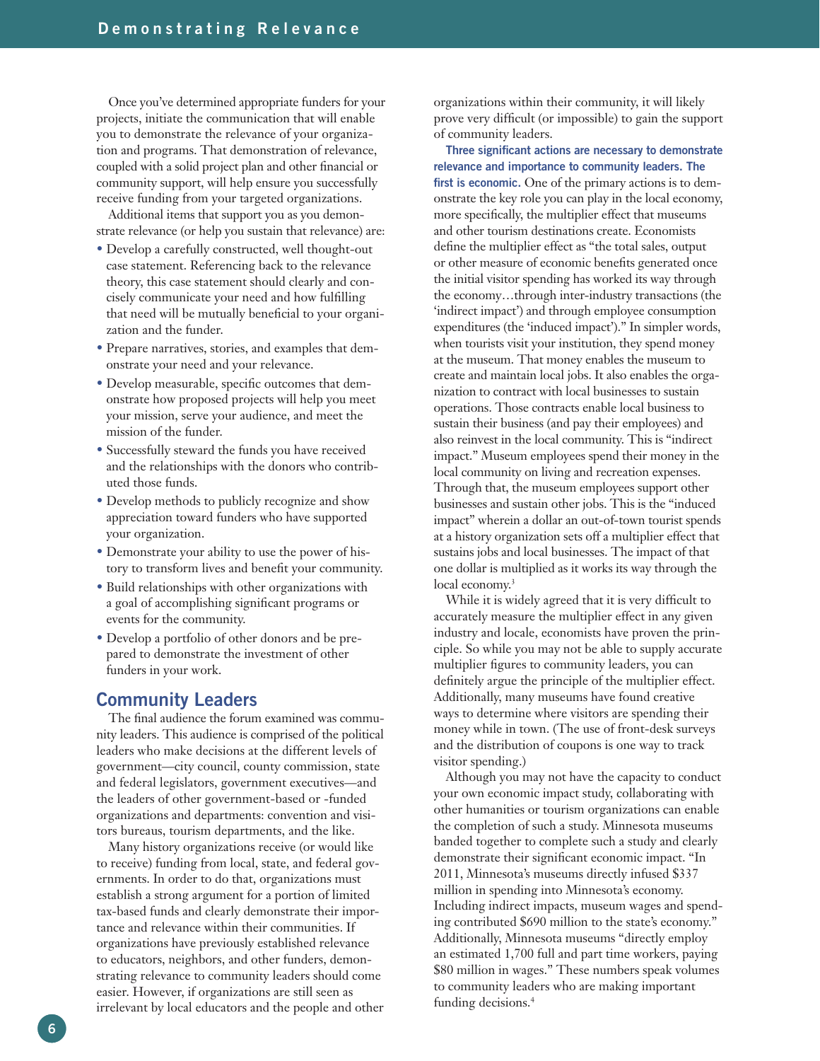Once you've determined appropriate funders for your projects, initiate the communication that will enable you to demonstrate the relevance of your organization and programs. That demonstration of relevance, coupled with a solid project plan and other financial or community support, will help ensure you successfully receive funding from your targeted organizations.

Additional items that support you as you demonstrate relevance (or help you sustain that relevance) are:

- Develop a carefully constructed, well thought-out case statement. Referencing back to the relevance theory, this case statement should clearly and concisely communicate your need and how fulfilling that need will be mutually beneficial to your organization and the funder.
- Prepare narratives, stories, and examples that demonstrate your need and your relevance.
- Develop measurable, specific outcomes that demonstrate how proposed projects will help you meet your mission, serve your audience, and meet the mission of the funder.
- Successfully steward the funds you have received and the relationships with the donors who contributed those funds.
- Develop methods to publicly recognize and show appreciation toward funders who have supported your organization.
- Demonstrate your ability to use the power of history to transform lives and benefit your community.
- Build relationships with other organizations with a goal of accomplishing significant programs or events for the community.
- Develop a portfolio of other donors and be prepared to demonstrate the investment of other funders in your work.

## Community Leaders

The final audience the forum examined was community leaders. This audience is comprised of the political leaders who make decisions at the different levels of government—city council, county commission, state and federal legislators, government executives—and the leaders of other government-based or -funded organizations and departments: convention and visitors bureaus, tourism departments, and the like.

Many history organizations receive (or would like to receive) funding from local, state, and federal governments. In order to do that, organizations must establish a strong argument for a portion of limited tax-based funds and clearly demonstrate their importance and relevance within their communities. If organizations have previously established relevance to educators, neighbors, and other funders, demonstrating relevance to community leaders should come easier. However, if organizations are still seen as irrelevant by local educators and the people and other organizations within their community, it will likely prove very difficult (or impossible) to gain the support of community leaders.

**Three significant actions are necessary to demonstrate relevance and importance to community leaders. The first is economic.** One of the primary actions is to demonstrate the key role you can play in the local economy, more specifically, the multiplier effect that museums and other tourism destinations create. Economists define the multiplier effect as "the total sales, output or other measure of economic benefits generated once the initial visitor spending has worked its way through the economy…through inter-industry transactions (the 'indirect impact') and through employee consumption expenditures (the 'induced impact')." In simpler words, when tourists visit your institution, they spend money at the museum. That money enables the museum to create and maintain local jobs. It also enables the organization to contract with local businesses to sustain operations. Those contracts enable local business to sustain their business (and pay their employees) and also reinvest in the local community. This is "indirect impact." Museum employees spend their money in the local community on living and recreation expenses. Through that, the museum employees support other businesses and sustain other jobs. This is the "induced impact" wherein a dollar an out-of-town tourist spends at a history organization sets off a multiplier effect that sustains jobs and local businesses. The impact of that one dollar is multiplied as it works its way through the local economy.[3]

While it is widely agreed that it is very difficult to accurately measure the multiplier effect in any given industry and locale, economists have proven the principle. So while you may not be able to supply accurate multiplier figures to community leaders, you can definitely argue the principle of the multiplier effect. Additionally, many museums have found creative ways to determine where visitors are spending their money while in town. (The use of front-desk surveys and the distribution of coupons is one way to track visitor spending.)

Although you may not have the capacity to conduct your own economic impact study, collaborating with other humanities or tourism organizations can enable the completion of such a study. Minnesota museums banded together to complete such a study and clearly demonstrate their significant economic impact. "In 2011, Minnesota's museums directly infused $337 million in spending into Minnesota's economy. Including indirect impacts, museum wages and spending contributed $690 million to the state's economy." Additionally, Minnesota museums "directly employ an estimated 1,700 full and part time workers, paying $80 million in wages." These numbers speak volumes to community leaders who are making important funding decisions.[4]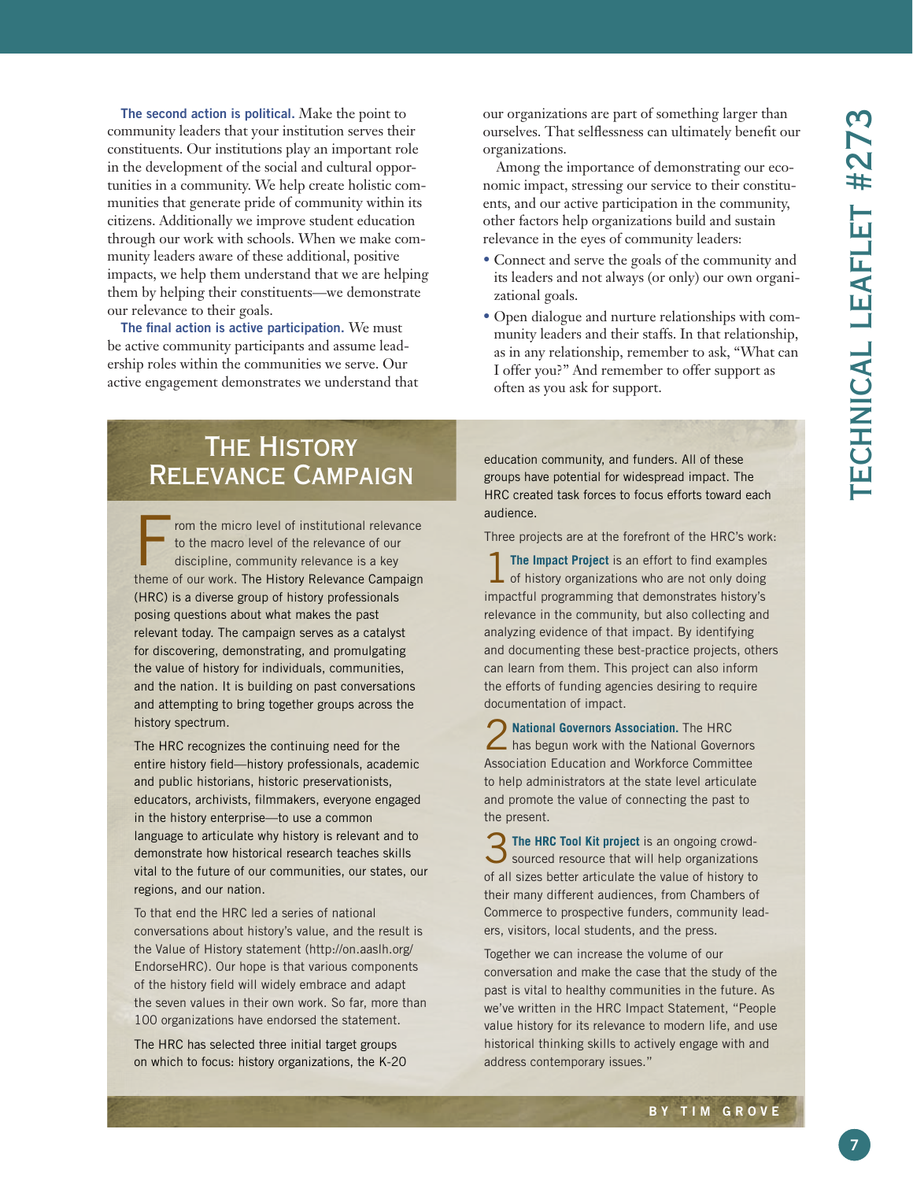**The second action is political.** Make the point to community leaders that your institution serves their constituents. Our institutions play an important role in the development of the social and cultural opportunities in a community. We help create holistic communities that generate pride of community within its citizens. Additionally we improve student education through our work with schools. When we make community leaders aware of these additional, positive impacts, we help them understand that we are helping them by helping their constituents—we demonstrate our relevance to their goals.

**The final action is active participation.** We must be active community participants and assume leadership roles within the communities we serve. Our active engagement demonstrates we understand that our organizations are part of something larger than ourselves. That selflessness can ultimately benefit our organizations.

Among the importance of demonstrating our economic impact, stressing our service to their constituents, and our active participation in the community, other factors help organizations build and sustain relevance in the eyes of community leaders:

- Connect and serve the goals of the community and its leaders and not always (or only) our own organizational goals.
- Open dialogue and nurture relationships with community leaders and their staffs. In that relationship, as in any relationship, remember to ask, "What can I offer you?" And remember to offer support as often as you ask for support.

## The History Relevance Campaign

From the micro level of institutional relevance to the macro level of the relevance of our discipline, community relevance is a key theme of our work. The History Relevance Campaign (HRC) is a diverse group of history professionals posing questions about what makes the past relevant today. The campaign serves as a catalyst for discovering, demonstrating, and promulgating the value of history for individuals, communities, and the nation. It is building on past conversations and attempting to bring together groups across the history spectrum.

The HRC recognizes the continuing need for the entire history field—history professionals, academic and public historians, historic preservationists, educators, archivists, filmmakers, everyone engaged in the history enterprise—to use a common language to articulate why history is relevant and to demonstrate how historical research teaches skills vital to the future of our communities, our states, our regions, and our nation.

To that end the HRC led a series of national conversations about history's value, and the result is the Value of History statement (http://on.aaslh.org/EndorseHRC). Our hope is that various components of the history field will widely embrace and adapt the seven values in their own work. So far, more than 100 organizations have endorsed the statement.

The HRC has selected three initial target groups on which to focus: history organizations, the K-20 education community, and funders. All of these groups have potential for widespread impact. The HRC created task forces to focus efforts toward each audience.

Three projects are at the forefront of the HRC's work:

1. **The Impact Project** is an effort to find examples of history organizations who are not only doing impactful programming that demonstrates history's relevance in the community, but also collecting and analyzing evidence of that impact. By identifying and documenting these best-practice projects, others can learn from them. This project can also inform the efforts of funding agencies desiring to require documentation of impact.

2. **National Governors Association.** The HRC has begun work with the National Governors Association Education and Workforce Committee to help administrators at the state level articulate and promote the value of connecting the past to the present.

3. **The HRC Tool Kit project** is an ongoing crowd-sourced resource that will help organizations of all sizes better articulate the value of history to their many different audiences, from Chambers of Commerce to prospective funders, community leaders, visitors, local students, and the press.

Together we can increase the volume of our conversation and make the case that the study of the past is vital to healthy communities in the future. As we've written in the HRC Impact Statement, "People value history for its relevance to modern life, and use historical thinking skills to actively engage with and address contemporary issues."

BY TIM GROVE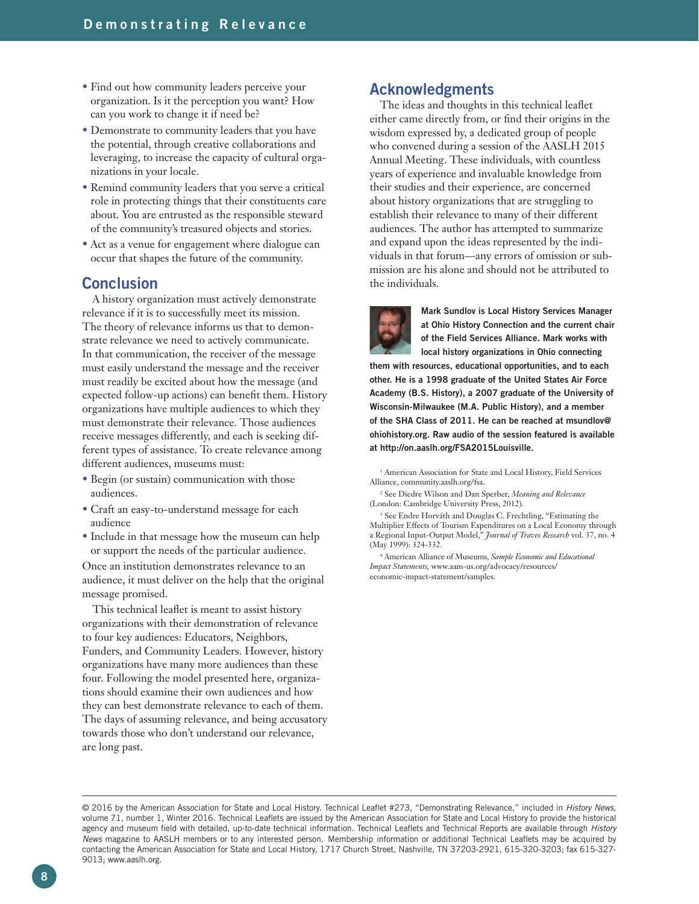- Find out how community leaders perceive your organization. Is it the perception you want? How can you work to change it if need be?
- Demonstrate to community leaders that you have the potential, through creative collaborations and leveraging, to increase the capacity of cultural organizations in your locale.
- Remind community leaders that you serve a critical role in protecting things that their constituents care about. You are entrusted as the responsible steward of the community's treasured objects and stories.
- Act as a venue for engagement where dialogue can occur that shapes the future of the community.

## Conclusion

A history organization must actively demonstrate relevance if it is to successfully meet its mission. The theory of relevance informs us that to demonstrate relevance we need to actively communicate. In that communication, the receiver of the message must easily understand the message and the receiver must readily be excited about how the message (and expected follow-up actions) can benefit them. History organizations have multiple audiences to which they must demonstrate their relevance. Those audiences receive messages differently, and each is seeking different types of assistance. To create relevance among different audiences, museums must:

- Begin (or sustain) communication with those audiences.
- Craft an easy-to-understand message for each audience
- Include in that message how the museum can help or support the needs of the particular audience.

Once an institution demonstrates relevance to an audience, it must deliver on the help that the original message promised.

This technical leaflet is meant to assist history organizations with their demonstration of relevance to four key audiences: Educators, Neighbors, Funders, and Community Leaders. However, history organizations have many more audiences than these four. Following the model presented here, organizations should examine their own audiences and how they can best demonstrate relevance to each of them. The days of assuming relevance, and being accusatory towards those who don't understand our relevance, are long past.

## Acknowledgments

The ideas and thoughts in this technical leaflet either came directly from, or find their origins in the wisdom expressed by, a dedicated group of people who convened during a session of the AASLH 2015 Annual Meeting. These individuals, with countless years of experience and invaluable knowledge from their studies and their experience, are concerned about history organizations that are struggling to establish their relevance to many of their different audiences. The author has attempted to summarize and expand upon the ideas represented by the individuals in that forum—any errors of omission or submission are his alone and should not be attributed to the individuals.

**Mark Sundlov is Local History Services Manager at Ohio History Connection and the current chair of the Field Services Alliance. Mark works with local history organizations in Ohio connecting them with resources, educational opportunities, and to each other. He is a 1998 graduate of the United States Air Force Academy (B.S. History), a 2007 graduate of the University of Wisconsin-Milwaukee (M.A. Public History), and a member of the SHA Class of 2011. He can be reached at msundlov@ohiohistory.org. Raw audio of the session featured is available at http://on.aaslh.org/FSA2015Louisville.**

[1] American Association for State and Local History, Field Services Alliance, community.aaslh.org/fsa.

[2] See Diedre Wilson and Dan Sperber, *Meaning and Relevance* (London: Cambridge University Press, 2012).

[3] See Endre Horváth and Douglas C. Frechtling, "Estimating the Multiplier Effects of Tourism Expenditures on a Local Economy through a Regional Input-Output Model," *Journal of Traveo Research* vol. 37, no. 4 (May 1999): 324-332.

[4] American Alliance of Museums, *Sample Economic and Educational Impact Statements*, www.aam-us.org/advocacy/resources/economic-impact-statement/samples.

© 2016 by the American Association for State and Local History. Technical Leaflet #273, "Demonstrating Relevance," included in *History News*, volume 71, number 1, Winter 2016. Technical Leaflets are issued by the American Association for State and Local History to provide the historical agency and museum field with detailed, up-to-date technical information. Technical Leaflets and Technical Reports are available through *History News* magazine to AASLH members or to any interested person. Membership information or additional Technical Leaflets may be acquired by contacting the American Association for State and Local History, 1717 Church Street, Nashville, TN 37203-2921, 615-320-3203; fax 615-327-9013; www.aaslh.org.